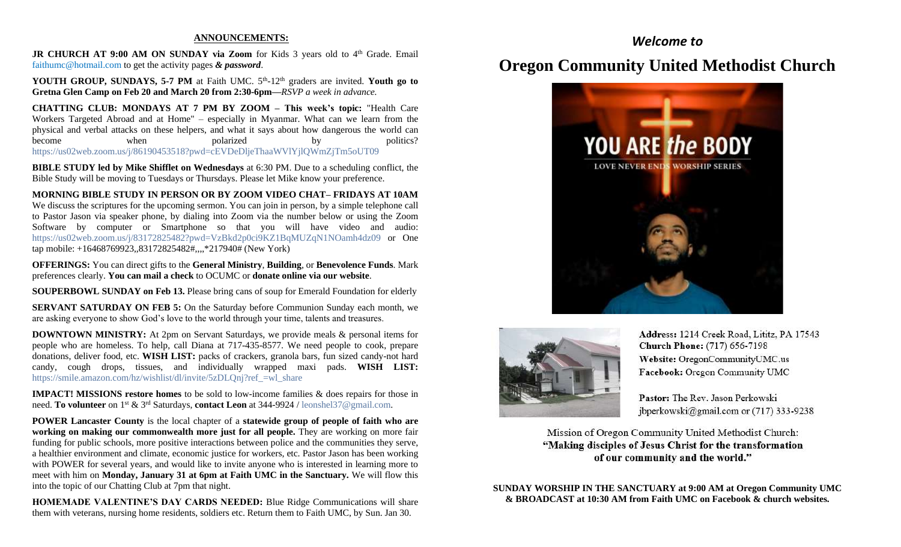## ANNOUNCEMENTS:

**JR CHURCH AT 9:00 AM ON SUNDAY via Zoom** for Kids 3 years old to 4th Grade. Email faithumc@hotmail.com to get the activity pages ***& password***.

**YOUTH GROUP, SUNDAYS, 5-7 PM** at Faith UMC. 5th-12th graders are invited. **Youth go to Gretna Glen Camp on Feb 20 and March 20 from 2:30-6pm—***RSVP a week in advance.*

**CHATTING CLUB: MONDAYS AT 7 PM BY ZOOM – This week's topic:** "Health Care Workers Targeted Abroad and at Home" – especially in Myanmar. What can we learn from the physical and verbal attacks on these helpers, and what it says about how dangerous the world can become when polarized by politics? https://us02web.zoom.us/j/86190453518?pwd=cEVDeDljeThaaWVlYjlQWmZjTm5oUT09

**BIBLE STUDY led by Mike Shifflet on Wednesdays** at 6:30 PM. Due to a scheduling conflict, the Bible Study will be moving to Tuesdays or Thursdays. Please let Mike know your preference.

**MORNING BIBLE STUDY IN PERSON OR BY ZOOM VIDEO CHAT– FRIDAYS AT 10AM** We discuss the scriptures for the upcoming sermon. You can join in person, by a simple telephone call to Pastor Jason via speaker phone, by dialing into Zoom via the number below or using the Zoom Software by computer or Smartphone so that you will have video and audio: https://us02web.zoom.us/j/83172825482?pwd=VzBkd2p0ci9KZ1BqMUZqN1NOamh4dz09 or One tap mobile: +16468769923,,83172825482#,,,,*217940# (New York)

**OFFERINGS:** You can direct gifts to the **General Ministry**, **Building**, or **Benevolence Funds**. Mark preferences clearly. **You can mail a check** to OCUMC or **donate online via our website**.

**SOUPERBOWL SUNDAY on Feb 13.** Please bring cans of soup for Emerald Foundation for elderly

**SERVANT SATURDAY ON FEB 5:** On the Saturday before Communion Sunday each month, we are asking everyone to show God's love to the world through your time, talents and treasures.

**DOWNTOWN MINISTRY:** At 2pm on Servant Saturdays, we provide meals & personal items for people who are homeless. To help, call Diana at 717-435-8577. We need people to cook, prepare donations, deliver food, etc. **WISH LIST:** packs of crackers, granola bars, fun sized candy-not hard candy, cough drops, tissues, and individually wrapped maxi pads. **WISH LIST:** https://smile.amazon.com/hz/wishlist/dl/invite/5zDLQnj?ref_=wl_share

**IMPACT! MISSIONS restore homes** to be sold to low-income families & does repairs for those in need. **To volunteer** on 1st & 3rd Saturdays, **contact Leon** at 344-9924 / leonshel37@gmail.com.

**POWER Lancaster County** is the local chapter of a **statewide group of people of faith who are working on making our commonwealth more just for all people.** They are working on more fair funding for public schools, more positive interactions between police and the communities they serve, a healthier environment and climate, economic justice for workers, etc. Pastor Jason has been working with POWER for several years, and would like to invite anyone who is interested in learning more to meet with him on **Monday, January 31 at 6pm at Faith UMC in the Sanctuary.** We will flow this into the topic of our Chatting Club at 7pm that night.

**HOMEMADE VALENTINE'S DAY CARDS NEEDED:** Blue Ridge Communications will share them with veterans, nursing home residents, soldiers etc. Return them to Faith UMC, by Sun. Jan 30.

*Welcome to*

# Oregon Community United Methodist Church

YOU ARE *the* BODY

LOVE NEVER ENDS WORSHIP SERIES

**Address:** 1214 Creek Road, Lititz, PA 17543
**Church Phone:** (717) 656-7198
**Website:** OregonCommunityUMC.us
**Facebook:** Oregon Community UMC

**Pastor:** The Rev. Jason Perkowski
jbperkowski@gmail.com or (717) 333-9238

Mission of Oregon Community United Methodist Church:
**"Making disciples of Jesus Christ for the transformation of our community and the world."**

**SUNDAY WORSHIP IN THE SANCTUARY at 9:00 AM at Oregon Community UMC & BROADCAST at 10:30 AM from Faith UMC on Facebook & church websites.**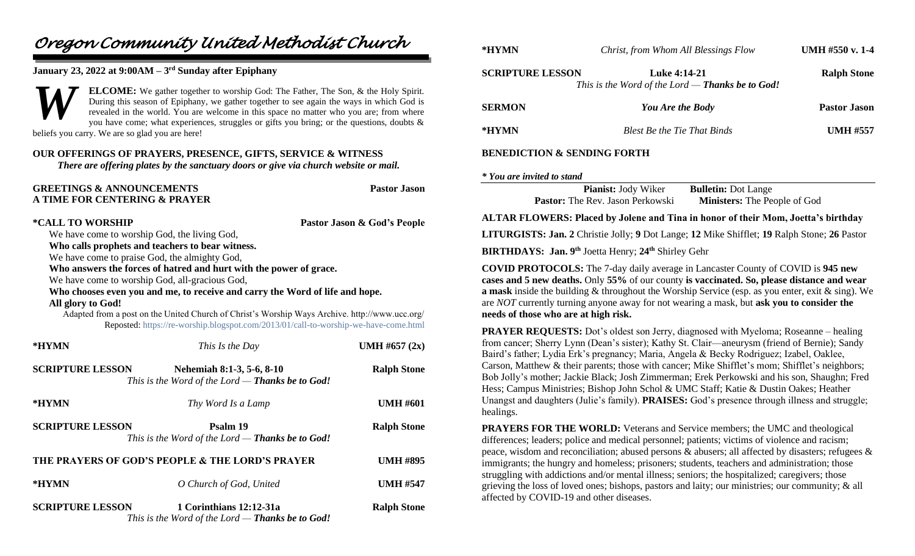# *Oregon Community United Methodist Church*

**January 23, 2022 at 9:00AM – 3rd Sunday after Epiphany**

**WELCOME:** We gather together to worship God: The Father, The Son, & the Holy Spirit. During this season of Epiphany, we gather together to see again the ways in which God is revealed in the world. You are welcome in this space no matter who you are; from where you have come; what experiences, struggles or gifts you bring; or the questions, doubts & beliefs you carry. We are so glad you are here!

**OUR OFFERINGS OF PRAYERS, PRESENCE, GIFTS, SERVICE & WITNESS**
*There are offering plates by the sanctuary doors or give via church website or mail.*

**GREETINGS & ANNOUNCEMENTS** — **Pastor Jason**
**A TIME FOR CENTERING & PRAYER**

**\*CALL TO WORSHIP** — **Pastor Jason & God's People**

We have come to worship God, the living God,
**Who calls prophets and teachers to bear witness.**
We have come to praise God, the almighty God,
**Who answers the forces of hatred and hurt with the power of grace.**
We have come to worship God, all-gracious God,
**Who chooses even you and me, to receive and carry the Word of life and hope.**
**All glory to God!**

Adapted from a post on the United Church of Christ's Worship Ways Archive. http://www.ucc.org/
Reposted: https://re-worship.blogspot.com/2013/01/call-to-worship-we-have-come.html

**\*HYMN** — *This Is the Day* — **UMH #657 (2x)**

**SCRIPTURE LESSON** — **Nehemiah 8:1-3, 5-6, 8-10** — **Ralph Stone**
*This is the Word of the Lord — **Thanks be to God!***

**\*HYMN** — *Thy Word Is a Lamp* — **UMH #601**

**SCRIPTURE LESSON** — **Psalm 19** — **Ralph Stone**
*This is the Word of the Lord — **Thanks be to God!***

**THE PRAYERS OF GOD'S PEOPLE & THE LORD'S PRAYER** — **UMH #895**

**\*HYMN** — *O Church of God, United* — **UMH #547**

**SCRIPTURE LESSON** — **1 Corinthians 12:12-31a** — **Ralph Stone**
*This is the Word of the Lord — **Thanks be to God!***

**\*HYMN** — *Christ, from Whom All Blessings Flow* — **UMH #550 v. 1-4**

**SCRIPTURE LESSON** — **Luke 4:14-21** — **Ralph Stone**
*This is the Word of the Lord — **Thanks be to God!***

**SERMON** — ***You Are the Body*** — **Pastor Jason**

**\*HYMN** — *Blest Be the Tie That Binds* — **UMH #557**

**BENEDICTION & SENDING FORTH**

***\* You are invited to stand***

**Pianist:** Jody Wiker — **Bulletin:** Dot Lange
**Pastor:** The Rev. Jason Perkowski — **Ministers:** The People of God

**ALTAR FLOWERS: Placed by Jolene and Tina in honor of their Mom, Joetta's birthday**

**LITURGISTS: Jan. 2** Christie Jolly; **9** Dot Lange; **12** Mike Shifflet; **19** Ralph Stone; **26** Pastor

**BIRTHDAYS: Jan. 9th** Joetta Henry; **24th** Shirley Gehr

**COVID PROTOCOLS:** The 7-day daily average in Lancaster County of COVID is **945 new cases and 5 new deaths.** Only **55%** of our county **is vaccinated. So, please distance and wear a mask** inside the building & throughout the Worship Service (esp. as you enter, exit & sing). We are *NOT* currently turning anyone away for not wearing a mask, but **ask you to consider the needs of those who are at high risk.**

**PRAYER REQUESTS:** Dot's oldest son Jerry, diagnosed with Myeloma; Roseanne – healing from cancer; Sherry Lynn (Dean's sister); Kathy St. Clair—aneurysm (friend of Bernie); Sandy Baird's father; Lydia Erk's pregnancy; Maria, Angela & Becky Rodriguez; Izabel, Oaklee, Carson, Matthew & their parents; those with cancer; Mike Shifflet's mom; Shifflet's neighbors; Bob Jolly's mother; Jackie Black; Josh Zimmerman; Erek Perkowski and his son, Shaughn; Fred Hess; Campus Ministries; Bishop John Schol & UMC Staff; Katie & Dustin Oakes; Heather Unangst and daughters (Julie's family). **PRAISES:** God's presence through illness and struggle; healings.

**PRAYERS FOR THE WORLD:** Veterans and Service members; the UMC and theological differences; leaders; police and medical personnel; patients; victims of violence and racism; peace, wisdom and reconciliation; abused persons & abusers; all affected by disasters; refugees & immigrants; the hungry and homeless; prisoners; students, teachers and administration; those struggling with addictions and/or mental illness; seniors; the hospitalized; caregivers; those grieving the loss of loved ones; bishops, pastors and laity; our ministries; our community; & all affected by COVID-19 and other diseases.